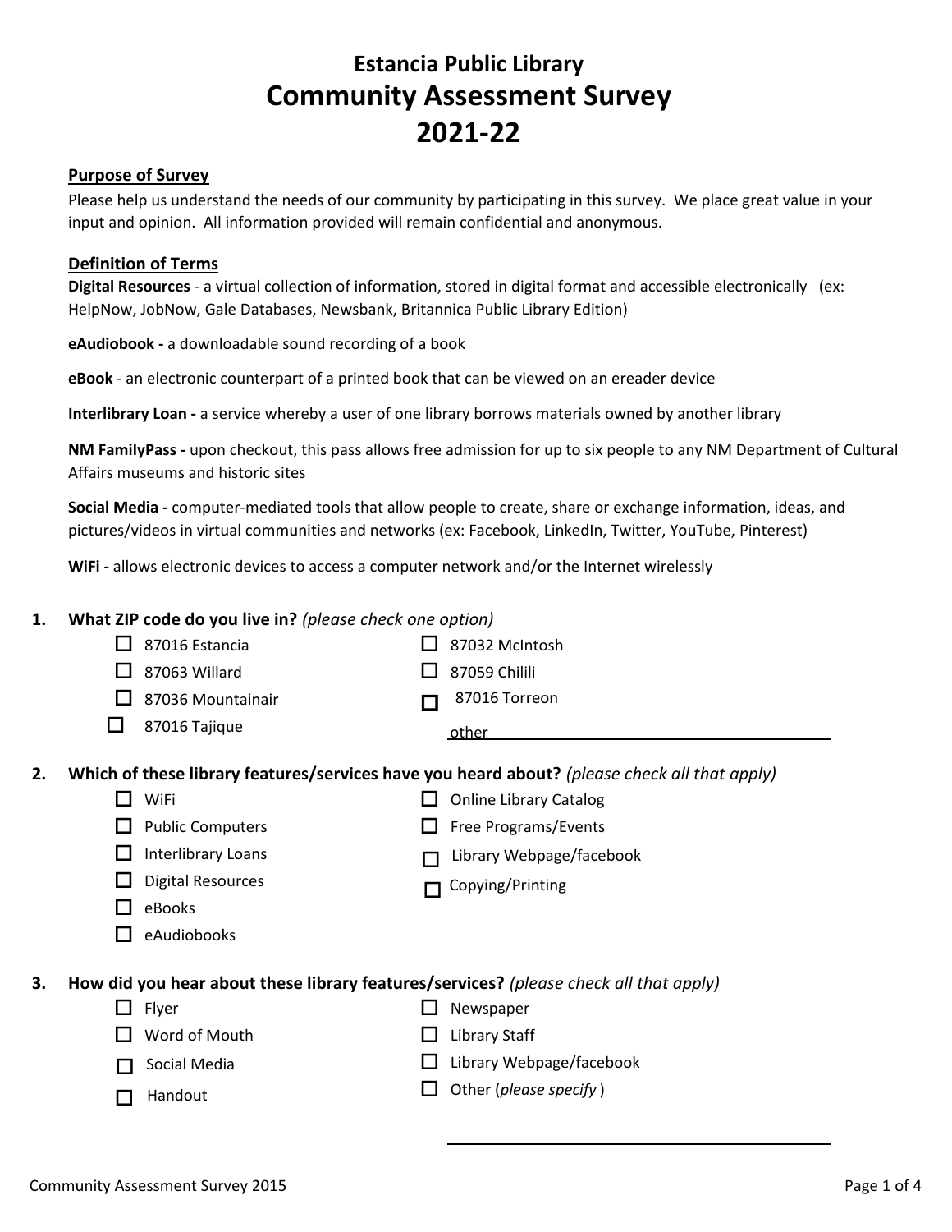# Estancia Public Library
# Community Assessment Survey
# 2021-22

## Purpose of Survey

Please help us understand the needs of our community by participating in this survey. We place great value in your input and opinion. All information provided will remain confidential and anonymous.

## Definition of Terms

**Digital Resources** - a virtual collection of information, stored in digital format and accessible electronically (ex: HelpNow, JobNow, Gale Databases, Newsbank, Britannica Public Library Edition)

**eAudiobook -** a downloadable sound recording of a book

**eBook** - an electronic counterpart of a printed book that can be viewed on an ereader device

**Interlibrary Loan -** a service whereby a user of one library borrows materials owned by another library

**NM FamilyPass -** upon checkout, this pass allows free admission for up to six people to any NM Department of Cultural Affairs museums and historic sites

**Social Media -** computer-mediated tools that allow people to create, share or exchange information, ideas, and pictures/videos in virtual communities and networks (ex: Facebook, LinkedIn, Twitter, YouTube, Pinterest)

**WiFi -** allows electronic devices to access a computer network and/or the Internet wirelessly

**1. What ZIP code do you live in?** *(please check one option)*

- ☐ 87016 Estancia
- ☐ 87063 Willard
- ☐ 87036 Mountainair
- ☐ 87016 Tajique
- ☐ 87032 McIntosh
- ☐ 87059 Chilili
- ☐ 87016 Torreon
- other ____________________

**2. Which of these library features/services have you heard about?** *(please check all that apply)*

- ☐ WiFi
- ☐ Public Computers
- ☐ Interlibrary Loans
- ☐ Digital Resources
- ☐ eBooks
- ☐ eAudiobooks
- ☐ Online Library Catalog
- ☐ Free Programs/Events
- ☐ Library Webpage/facebook
- ☐ Copying/Printing

**3. How did you hear about these library features/services?** *(please check all that apply)*

- ☐ Flyer
- ☐ Word of Mouth
- ☐ Social Media
- ☐ Handout
- ☐ Newspaper
- ☐ Library Staff
- ☐ Library Webpage/facebook
- ☐ Other (*please specify* )

____________________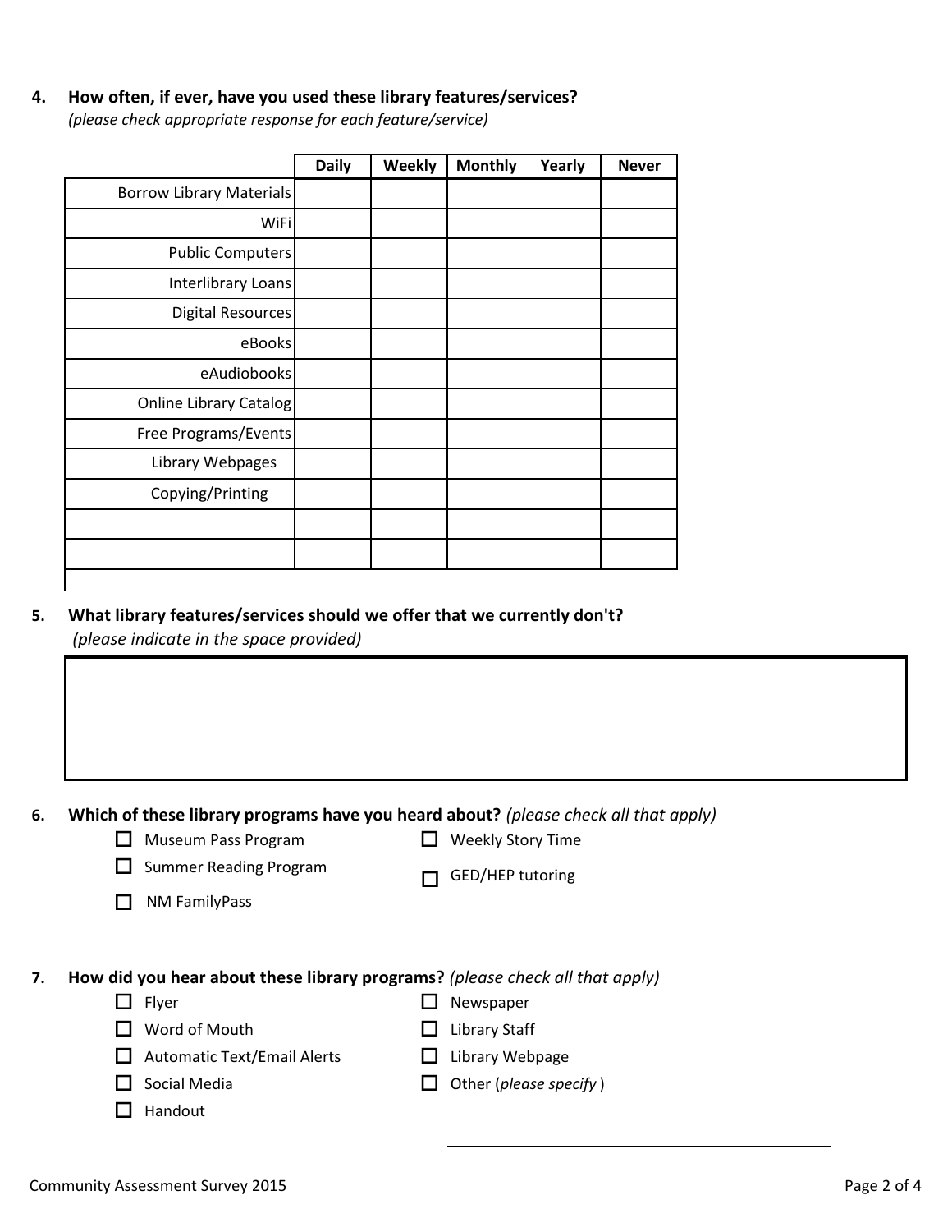**4. How often, if ever, have you used these library features/services?**
*(please check appropriate response for each feature/service)*

| | Daily | Weekly | Monthly | Yearly | Never |
|---|---|---|---|---|---|
| Borrow Library Materials | | | | | |
| WiFi | | | | | |
| Public Computers | | | | | |
| Interlibrary Loans | | | | | |
| Digital Resources | | | | | |
| eBooks | | | | | |
| eAudiobooks | | | | | |
| Online Library Catalog | | | | | |
| Free Programs/Events | | | | | |
| Library Webpages | | | | | |
| Copying/Printing | | | | | |
| | | | | | |
| | | | | | |

**5. What library features/services should we offer that we currently don't?**
*(please indicate in the space provided)*

**6. Which of these library programs have you heard about?** *(please check all that apply)*

- ☐ Museum Pass Program
- ☐ Weekly Story Time
- ☐ Summer Reading Program
- ☐ GED/HEP tutoring
- ☐ NM FamilyPass

**7. How did you hear about these library programs?** *(please check all that apply)*

- ☐ Flyer
- ☐ Newspaper
- ☐ Word of Mouth
- ☐ Library Staff
- ☐ Automatic Text/Email Alerts
- ☐ Library Webpage
- ☐ Social Media
- ☐ Other (*please specify* ) ______________________
- ☐ Handout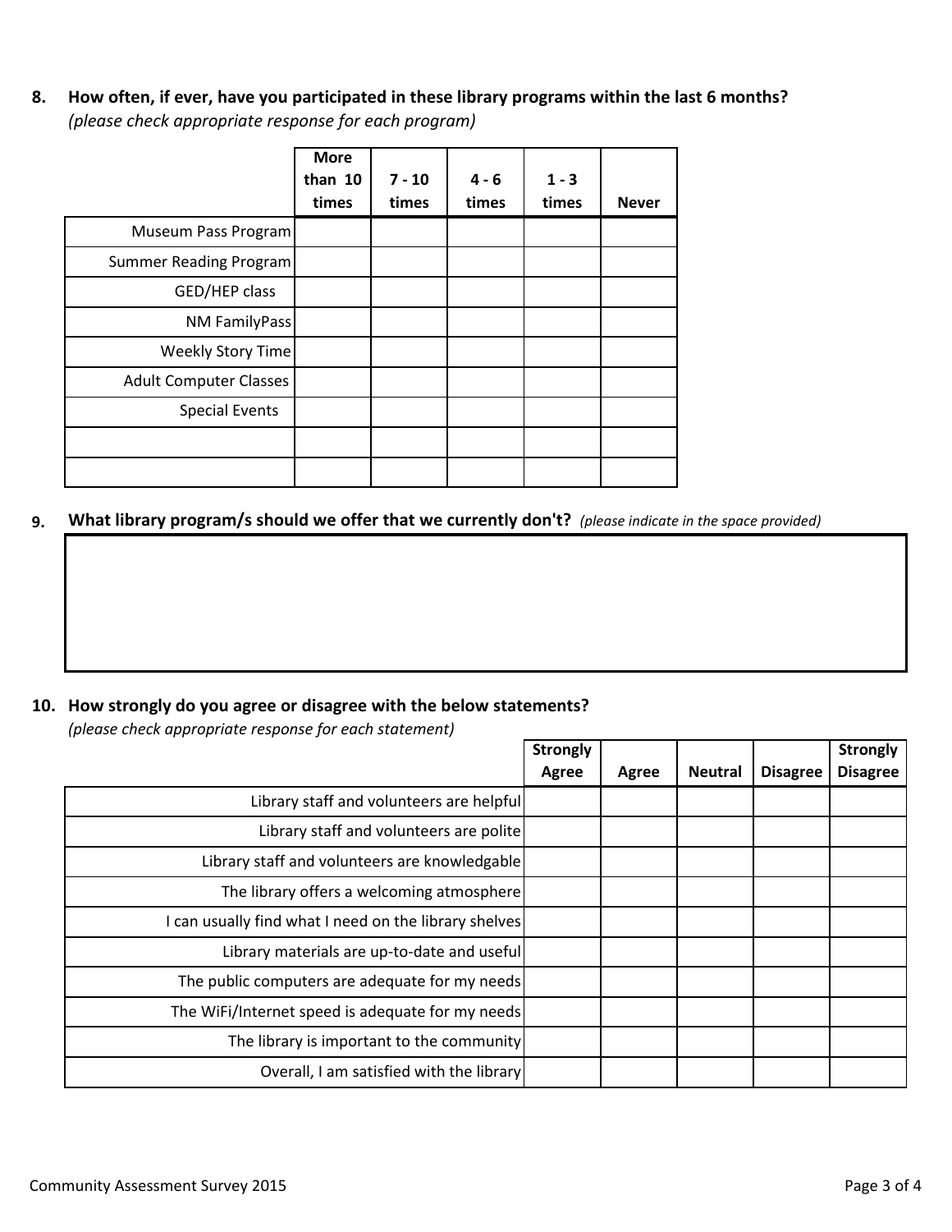**8. How often, if ever, have you participated in these library programs within the last 6 months?**
*(please check appropriate response for each program)*

| | More than 10 times | 7 - 10 times | 4 - 6 times | 1 - 3 times | Never |
|---|---|---|---|---|---|
| Museum Pass Program | | | | | |
| Summer Reading Program | | | | | |
| GED/HEP class | | | | | |
| NM FamilyPass | | | | | |
| Weekly Story Time | | | | | |
| Adult Computer Classes | | | | | |
| Special Events | | | | | |
| | | | | | |
| | | | | | |

**9. What library program/s should we offer that we currently don't?** *(please indicate in the space provided)*

**10. How strongly do you agree or disagree with the below statements?**
*(please check appropriate response for each statement)*

| | Strongly Agree | Agree | Neutral | Disagree | Strongly Disagree |
|---|---|---|---|---|---|
| Library staff and volunteers are helpful | | | | | |
| Library staff and volunteers are polite | | | | | |
| Library staff and volunteers are knowledgable | | | | | |
| The library offers a welcoming atmosphere | | | | | |
| I can usually find what I need on the library shelves | | | | | |
| Library materials are up-to-date and useful | | | | | |
| The public computers are adequate for my needs | | | | | |
| The WiFi/Internet speed is adequate for my needs | | | | | |
| The library is important to the community | | | | | |
| Overall, I am satisfied with the library | | | | | |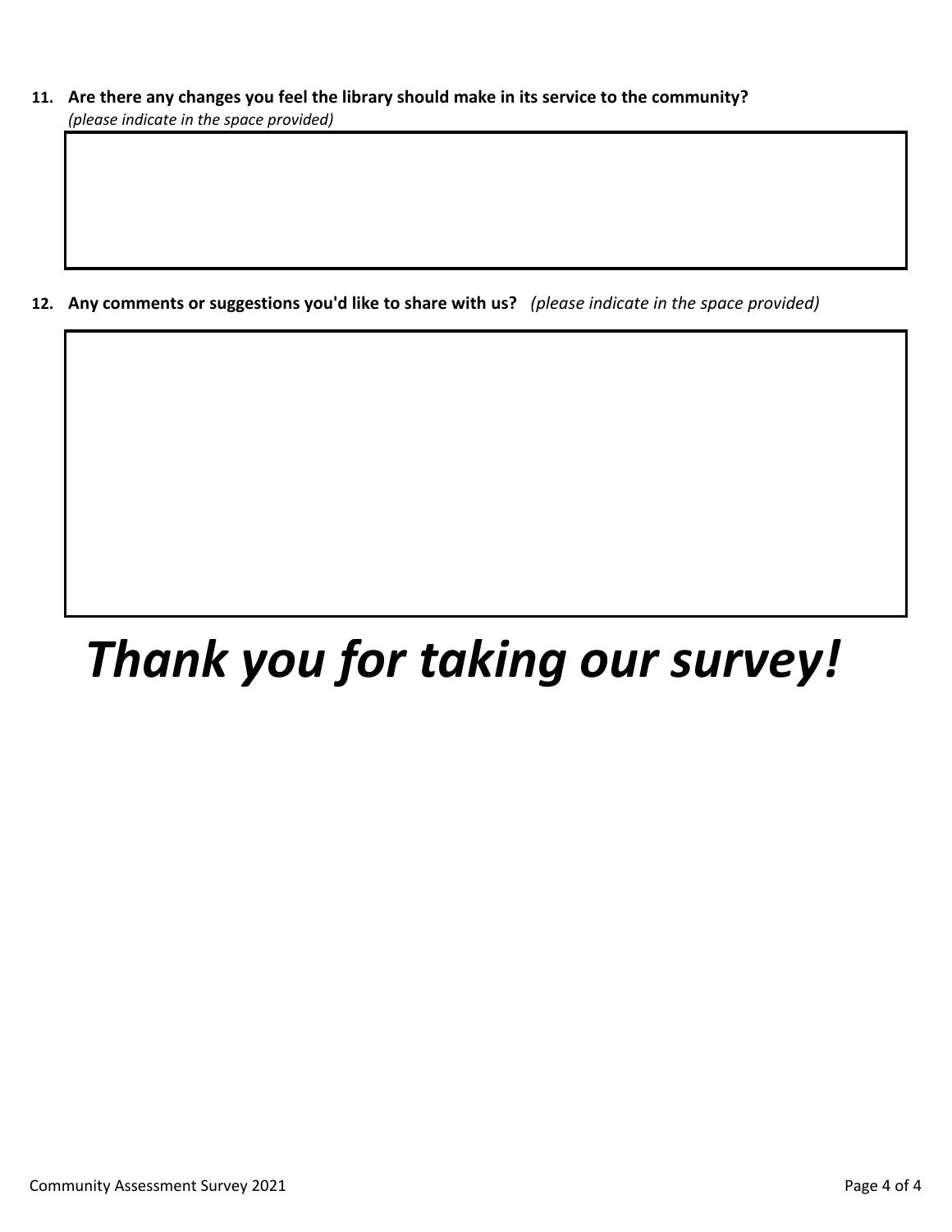**11. Are there any changes you feel the library should make in its service to the community?**
*(please indicate in the space provided)*

**12. Any comments or suggestions you'd like to share with us?** *(please indicate in the space provided)*

# ***Thank you for taking our survey!***